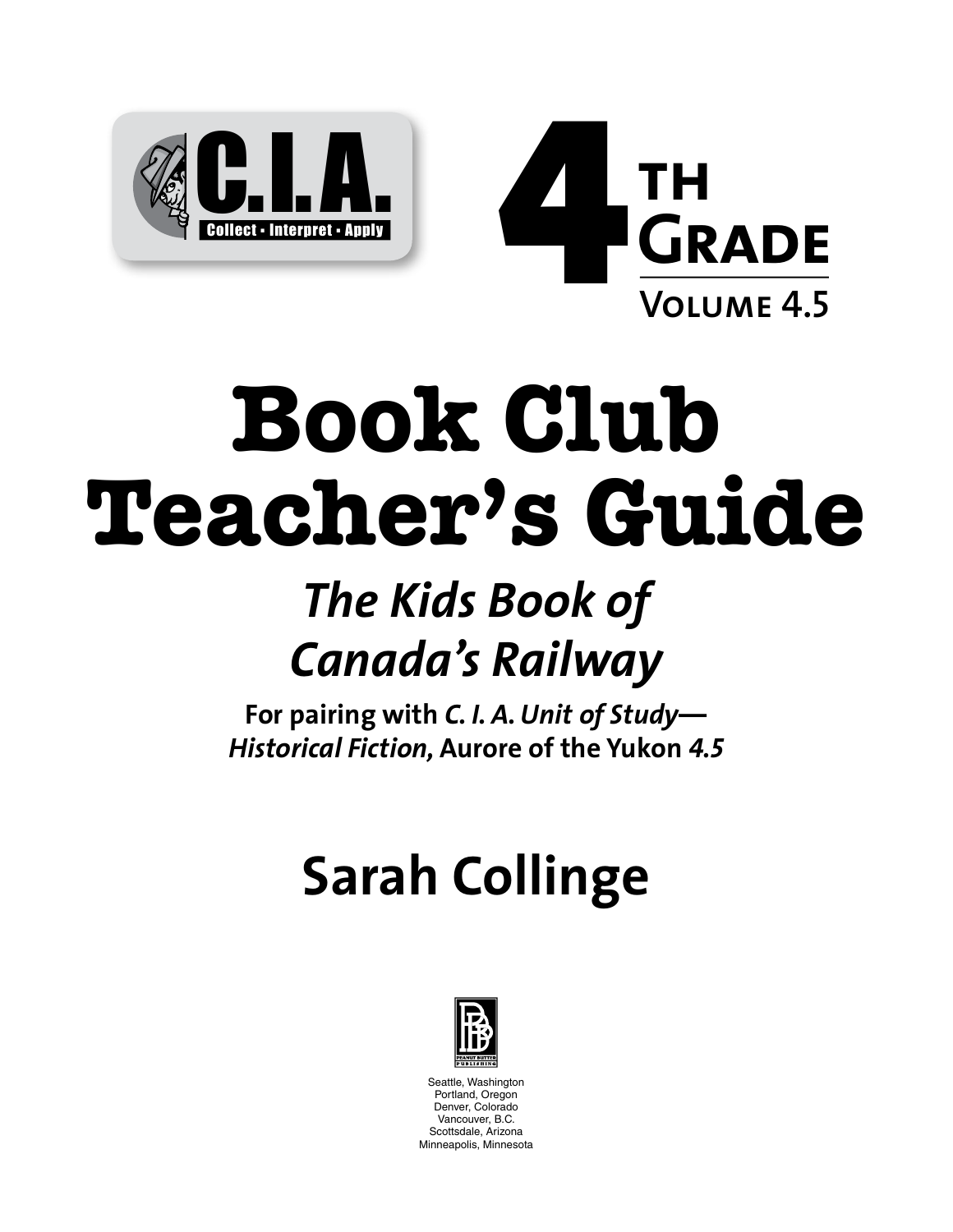C.I.A.

Collect • Interpret • Apply

4TH GRADE

VOLUME 4.5

# Book Club Teacher's Guide

## *The Kids Book of Canada's Railway*

**For pairing with *C. I. A. Unit of Study—Historical Fiction,* Aurore of the Yukon *4.5***

## Sarah Collinge

Seattle, Washington
Portland, Oregon
Denver, Colorado
Vancouver, B.C.
Scottsdale, Arizona
Minneapolis, Minnesota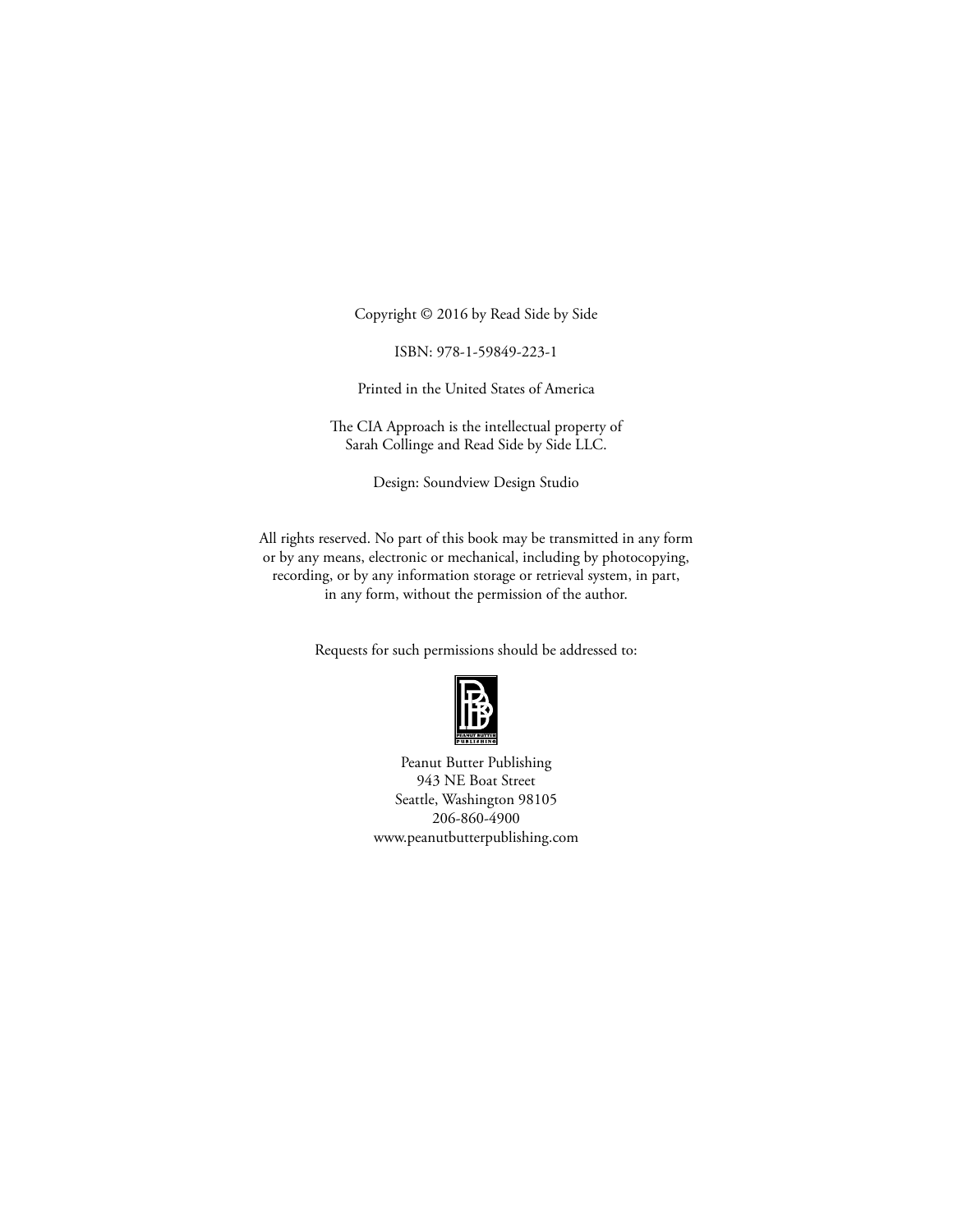Copyright © 2016 by Read Side by Side

ISBN: 978-1-59849-223-1

Printed in the United States of America

The CIA Approach is the intellectual property of
Sarah Collinge and Read Side by Side LLC.

Design: Soundview Design Studio

All rights reserved. No part of this book may be transmitted in any form
or by any means, electronic or mechanical, including by photocopying,
recording, or by any information storage or retrieval system, in part,
in any form, without the permission of the author.

Requests for such permissions should be addressed to:

Peanut Butter Publishing
943 NE Boat Street
Seattle, Washington 98105
206-860-4900
www.peanutbutterpublishing.com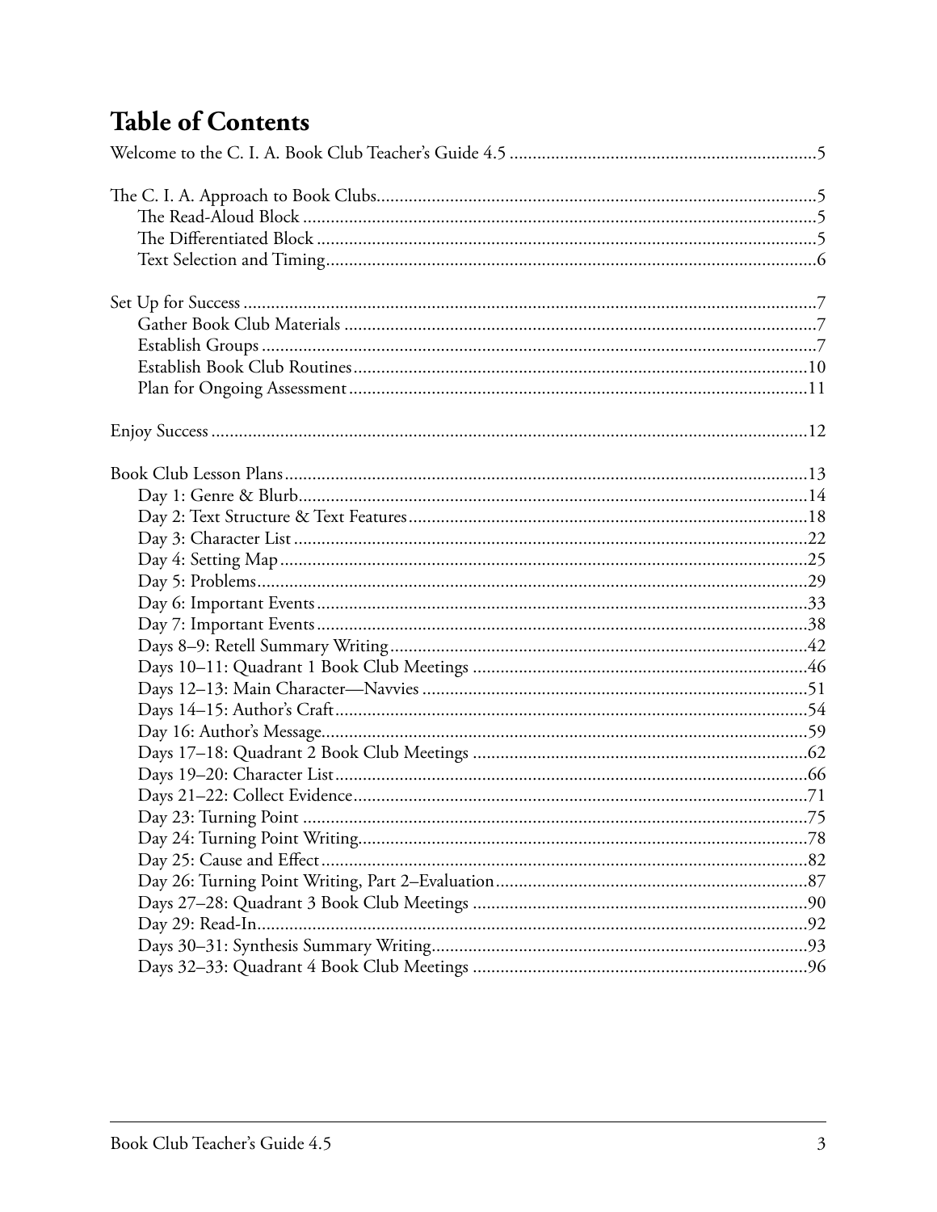# Table of Contents

Welcome to the C. I. A. Book Club Teacher's Guide 4.5 .....5

The C. I. A. Approach to Book Clubs.....5
- The Read-Aloud Block .....5
- The Differentiated Block .....5
- Text Selection and Timing.....6

Set Up for Success .....7
- Gather Book Club Materials .....7
- Establish Groups .....7
- Establish Book Club Routines.....10
- Plan for Ongoing Assessment.....11

Enjoy Success .....12

Book Club Lesson Plans.....13
- Day 1: Genre & Blurb.....14
- Day 2: Text Structure & Text Features.....18
- Day 3: Character List .....22
- Day 4: Setting Map .....25
- Day 5: Problems.....29
- Day 6: Important Events.....33
- Day 7: Important Events.....38
- Days 8–9: Retell Summary Writing.....42
- Days 10–11: Quadrant 1 Book Club Meetings .....46
- Days 12–13: Main Character—Navvies .....51
- Days 14–15: Author's Craft.....54
- Day 16: Author's Message.....59
- Days 17–18: Quadrant 2 Book Club Meetings .....62
- Days 19–20: Character List.....66
- Days 21–22: Collect Evidence.....71
- Day 23: Turning Point .....75
- Day 24: Turning Point Writing.....78
- Day 25: Cause and Effect.....82
- Day 26: Turning Point Writing, Part 2–Evaluation.....87
- Days 27–28: Quadrant 3 Book Club Meetings .....90
- Day 29: Read-In.....92
- Days 30–31: Synthesis Summary Writing.....93
- Days 32–33: Quadrant 4 Book Club Meetings .....96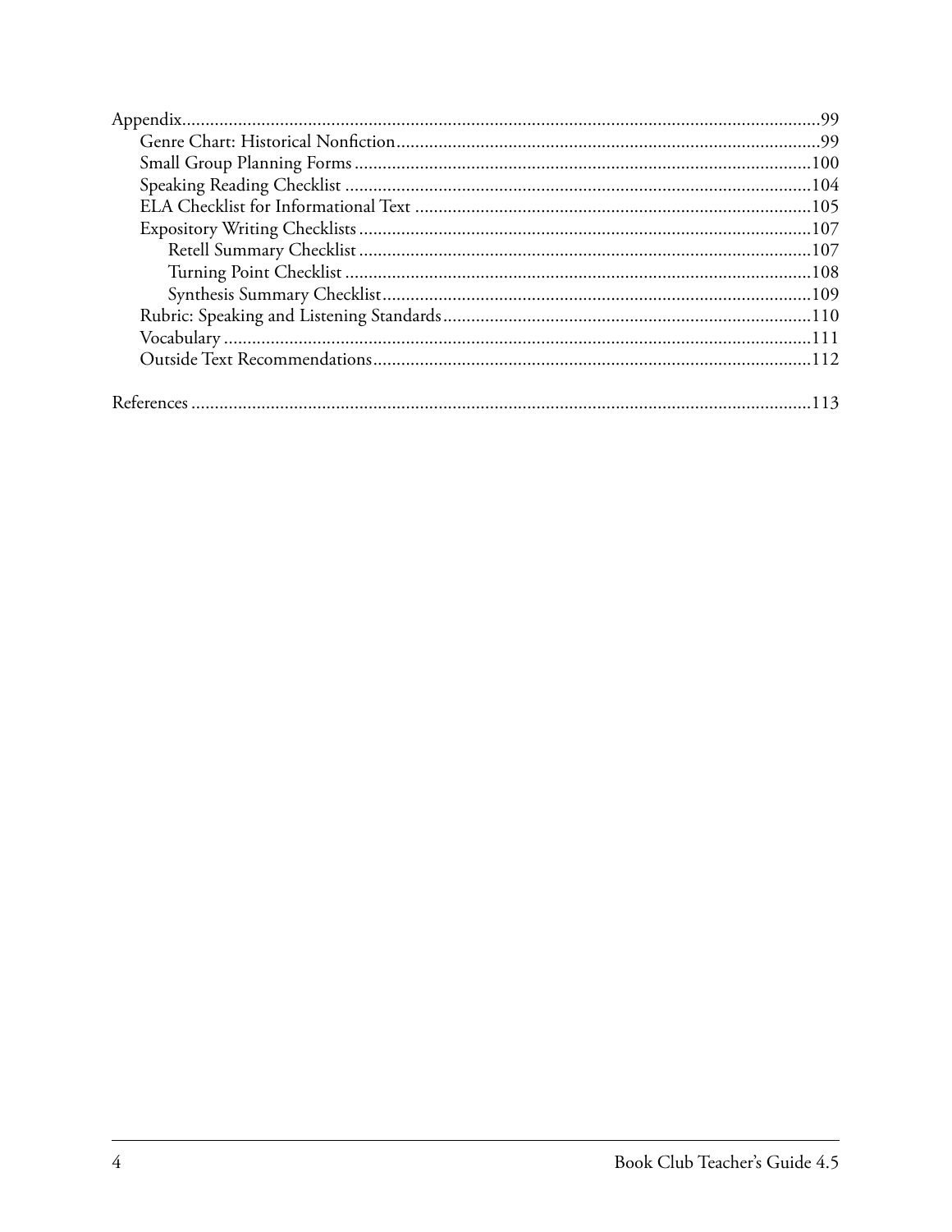Appendix......................................................................................................................99

- Genre Chart: Historical Nonfiction..........................................................................99
- Small Group Planning Forms.................................................................................100
- Speaking Reading Checklist ...................................................................................104
- ELA Checklist for Informational Text ....................................................................105
- Expository Writing Checklists.................................................................................107
  - Retell Summary Checklist................................................................................107
  - Turning Point Checklist ...................................................................................108
  - Synthesis Summary Checklist...........................................................................109
- Rubric: Speaking and Listening Standards..............................................................110
- Vocabulary .............................................................................................................111
- Outside Text Recommendations.............................................................................112

References ...................................................................................................................113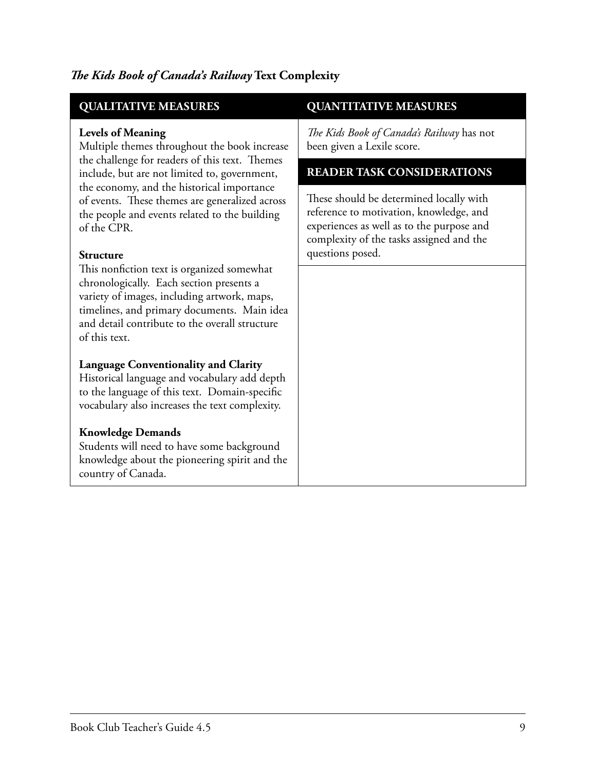## ***The Kids Book of Canada's Railway* Text Complexity**

| QUALITATIVE MEASURES | QUANTITATIVE MEASURES |
|---|---|
| **Levels of Meaning**<br>Multiple themes throughout the book increase the challenge for readers of this text. Themes include, but are not limited to, government, the economy, and the historical importance of events. These themes are generalized across the people and events related to the building of the CPR.<br><br>**Structure**<br>This nonfiction text is organized somewhat chronologically. Each section presents a variety of images, including artwork, maps, timelines, and primary documents. Main idea and detail contribute to the overall structure of this text.<br><br>**Language Conventionality and Clarity**<br>Historical language and vocabulary add depth to the language of this text. Domain-specific vocabulary also increases the text complexity.<br><br>**Knowledge Demands**<br>Students will need to have some background knowledge about the pioneering spirit and the country of Canada. | *The Kids Book of Canada's Railway* has not been given a Lexile score.<br><br>**READER TASK CONSIDERATIONS**<br><br>These should be determined locally with reference to motivation, knowledge, and experiences as well as to the purpose and complexity of the tasks assigned and the questions posed. |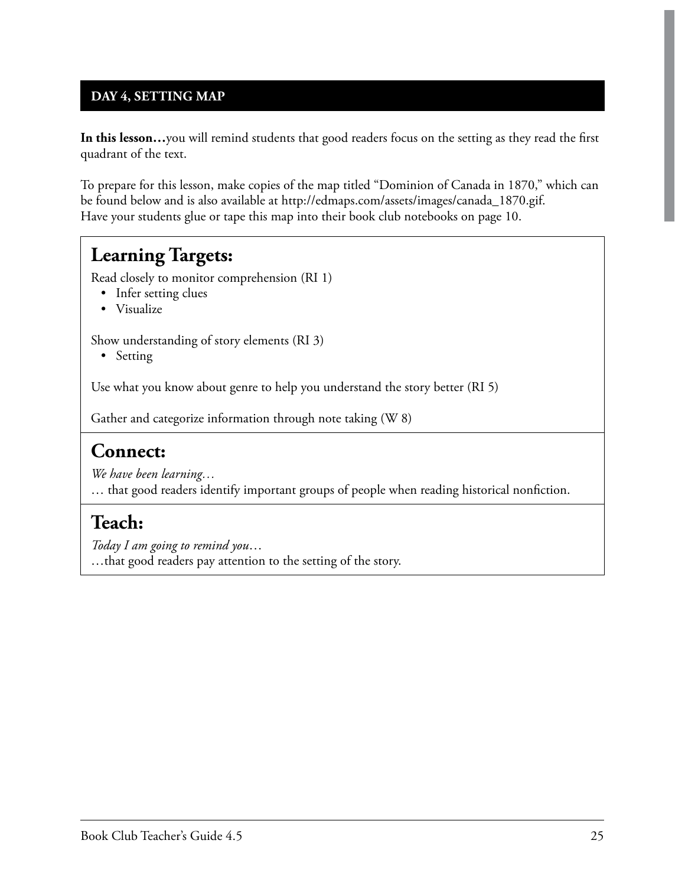## DAY 4, SETTING MAP

**In this lesson…**you will remind students that good readers focus on the setting as they read the first quadrant of the text.

To prepare for this lesson, make copies of the map titled "Dominion of Canada in 1870," which can be found below and is also available at http://edmaps.com/assets/images/canada_1870.gif. Have your students glue or tape this map into their book club notebooks on page 10.

### Learning Targets:

Read closely to monitor comprehension (RI 1)

- Infer setting clues
- Visualize

Show understanding of story elements (RI 3)

- Setting

Use what you know about genre to help you understand the story better (RI 5)

Gather and categorize information through note taking (W 8)

### Connect:

*We have been learning…*

… that good readers identify important groups of people when reading historical nonfiction.

### Teach:

*Today I am going to remind you…*

…that good readers pay attention to the setting of the story.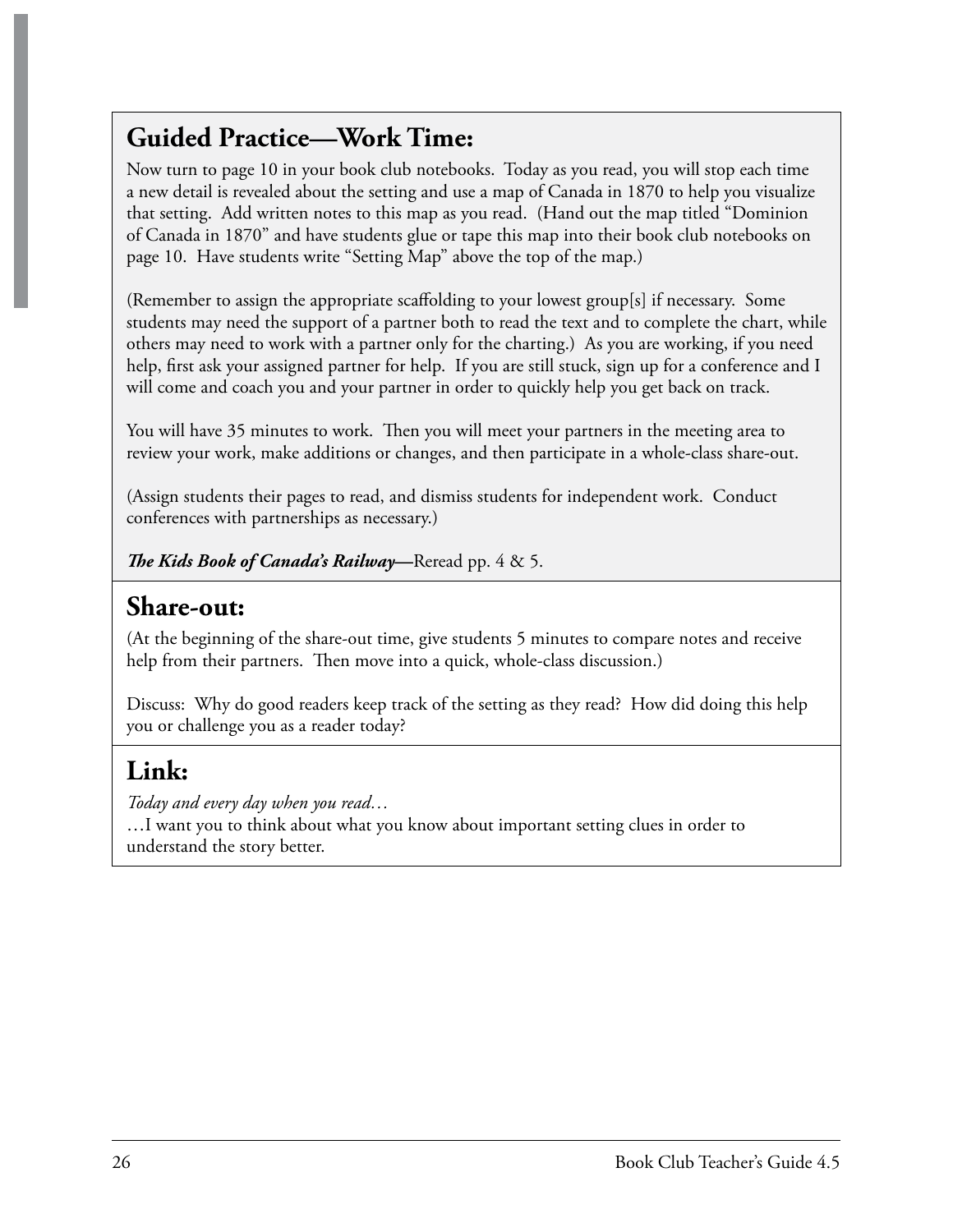## Guided Practice—Work Time:

Now turn to page 10 in your book club notebooks. Today as you read, you will stop each time a new detail is revealed about the setting and use a map of Canada in 1870 to help you visualize that setting. Add written notes to this map as you read. (Hand out the map titled "Dominion of Canada in 1870" and have students glue or tape this map into their book club notebooks on page 10. Have students write "Setting Map" above the top of the map.)

(Remember to assign the appropriate scaffolding to your lowest group[s] if necessary. Some students may need the support of a partner both to read the text and to complete the chart, while others may need to work with a partner only for the charting.) As you are working, if you need help, first ask your assigned partner for help. If you are still stuck, sign up for a conference and I will come and coach you and your partner in order to quickly help you get back on track.

You will have 35 minutes to work. Then you will meet your partners in the meeting area to review your work, make additions or changes, and then participate in a whole-class share-out.

(Assign students their pages to read, and dismiss students for independent work. Conduct conferences with partnerships as necessary.)

***The Kids Book of Canada's Railway*—**Reread pp. 4 & 5.

## Share-out:

(At the beginning of the share-out time, give students 5 minutes to compare notes and receive help from their partners. Then move into a quick, whole-class discussion.)

Discuss: Why do good readers keep track of the setting as they read? How did doing this help you or challenge you as a reader today?

## Link:

*Today and every day when you read…*
…I want you to think about what you know about important setting clues in order to understand the story better.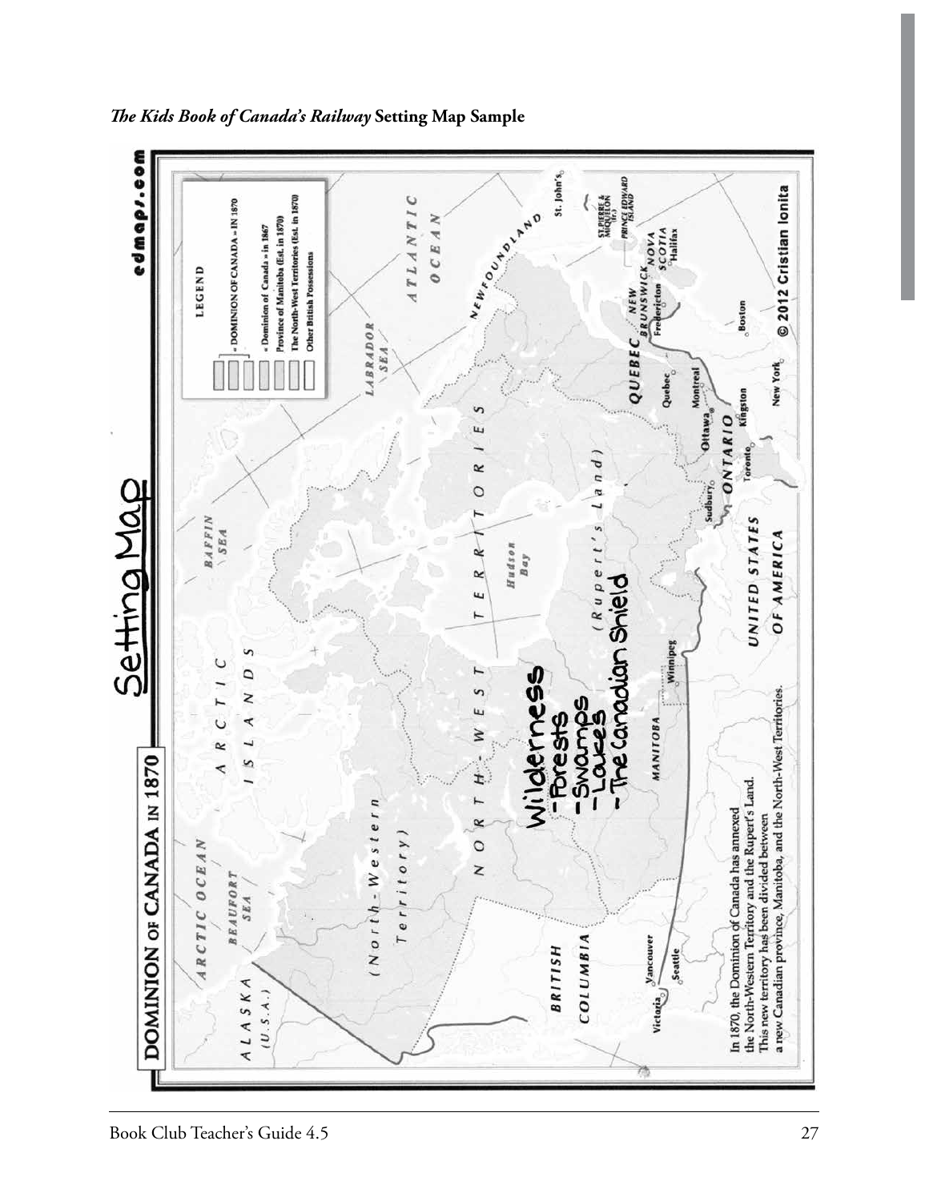### *The Kids Book of Canada's Railway* Setting Map Sample

## Setting Map

**DOMINION OF CANADA IN 1870**

edmaps.com

LEGEND

- DOMINION OF CANADA – IN 1870
- Dominion of Canada – in 1867
- Province of Manitoba (Est. in 1870)
- The North-West Territories (Est. in 1870)
- Other British Possessions

ARCTIC OCEAN

BEAUFORT SEA

ALASKA (U.S.A.)

ARCTIC ISLANDS

BAFFIN SEA

LABRADOR SEA

ATLANTIC OCEAN

(North-Western Territory)

NORTH-WEST TERRITORIES

Hudson Bay

(Rupert's Land)

Wilderness
- Forests
- Swamps
- Lakes
- The Canadian Shield

BRITISH COLUMBIA

Victoria, Vancouver, Seattle

MANITOBA

Winnipeg

ONTARIO

Sudbury, Toronto, Ottawa, Kingston

QUEBEC

Quebec, Montreal

NEWFOUNDLAND

St. John's

ST. PIERRE & MIQUELON (Fr.)

PRINCE EDWARD ISLAND

NEW BRUNSWICK

Fredericton

NOVA SCOTIA

Halifax

UNITED STATES OF AMERICA

New York, Boston

In 1870, the Dominion of Canada has annexed the North-Western Territory and the Rupert's Land. This new territory has been divided between a new Canadian province, Manitoba, and the North-West Territories.

© 2012 Cristian Ionita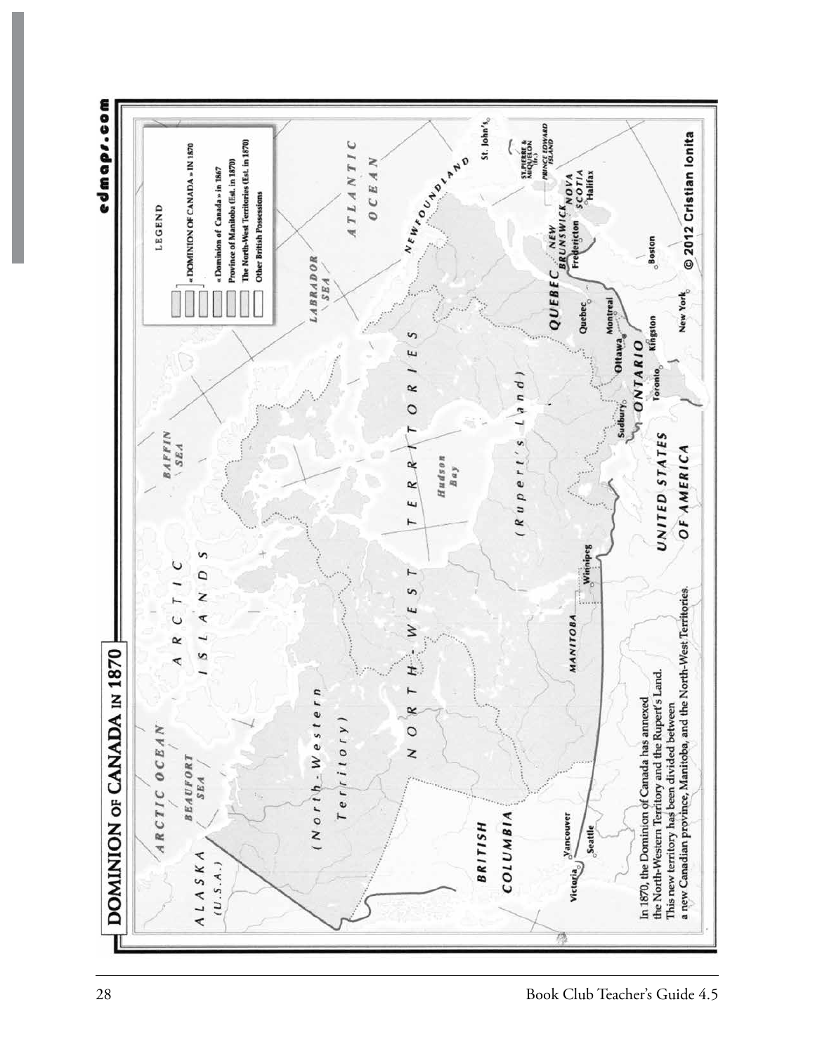# DOMINION OF CANADA IN 1870

edmaps.com

LEGEND

- « DOMINION OF CANADA » IN 1870
- « Dominion of Canada » in 1867
- Province of Manitoba (Est. in 1870)
- The North-West Territories (Est. in 1870)
- Other British Possessions

ARCTIC OCEAN

BEAUFORT SEA

ALASKA (U.S.A.)

ARCTIC ISLANDS

BAFFIN SEA

LABRADOR SEA

ATLANTIC OCEAN

NEWFOUNDLAND

St. John's

ST. PIERRE & MIQUELON (Fr.)

PRINCE EDWARD ISLAND

NOVA SCOTIA

Halifax

NEW BRUNSWICK

Fredericton

QUEBEC

Quebec

Montreal

Ottawa

Kingston

ONTARIO

Toronto

Sudbury

Boston

New York

(North-Western Territory)

NORTH-WEST TERRITORIES

Hudson Bay

(Rupert's Land)

MANITOBA

Winnipeg

BRITISH COLUMBIA

Vancouver

Victoria

Seattle

UNITED STATES OF AMERICA

In 1870, the Dominion of Canada has annexed the North-Western Territory and the Rupert's Land. This new territory has been divided between a new Canadian province, Manitoba, and the North-West Territories.

© 2012 Cristian Ionita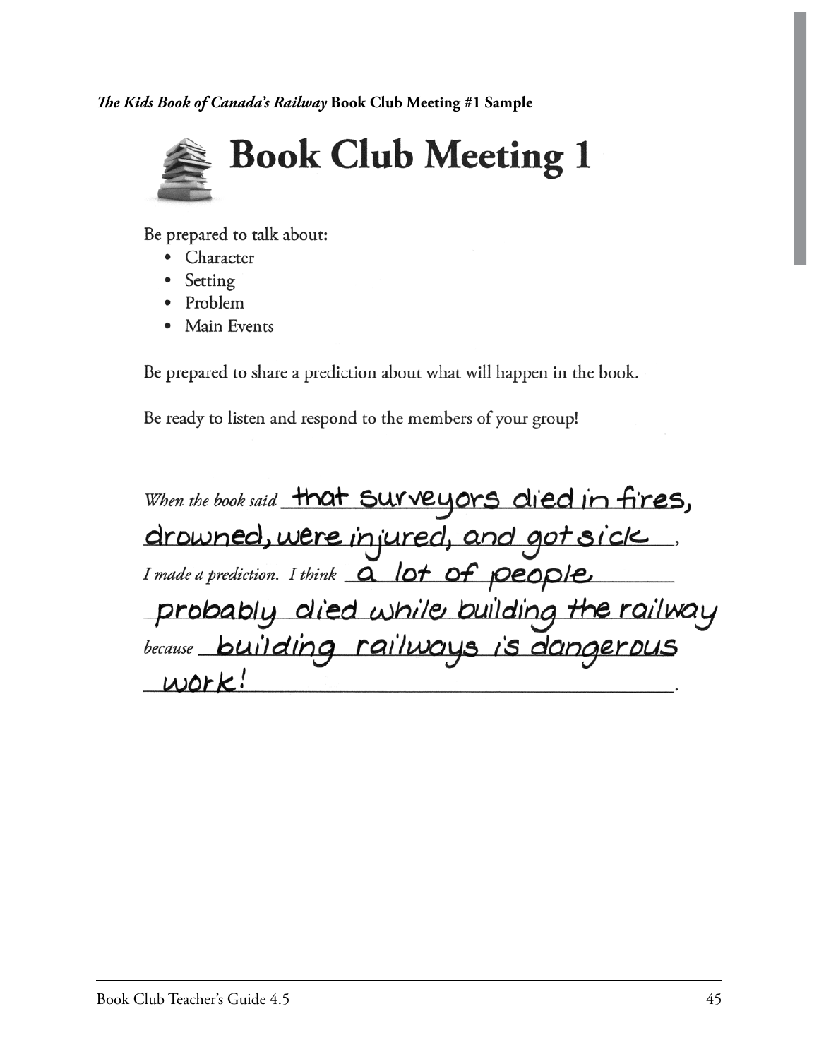***The Kids Book of Canada's Railway*** **Book Club Meeting #1 Sample**

# Book Club Meeting 1

Be prepared to talk about:

- Character
- Setting
- Problem
- Main Events

Be prepared to share a prediction about what will happen in the book.

Be ready to listen and respond to the members of your group!

*When the book said* that surveyors died in fires, drowned, were injured, and got sick, *I made a prediction. I think* a lot of people probably died while building the railway *because* building railways is dangerous work!.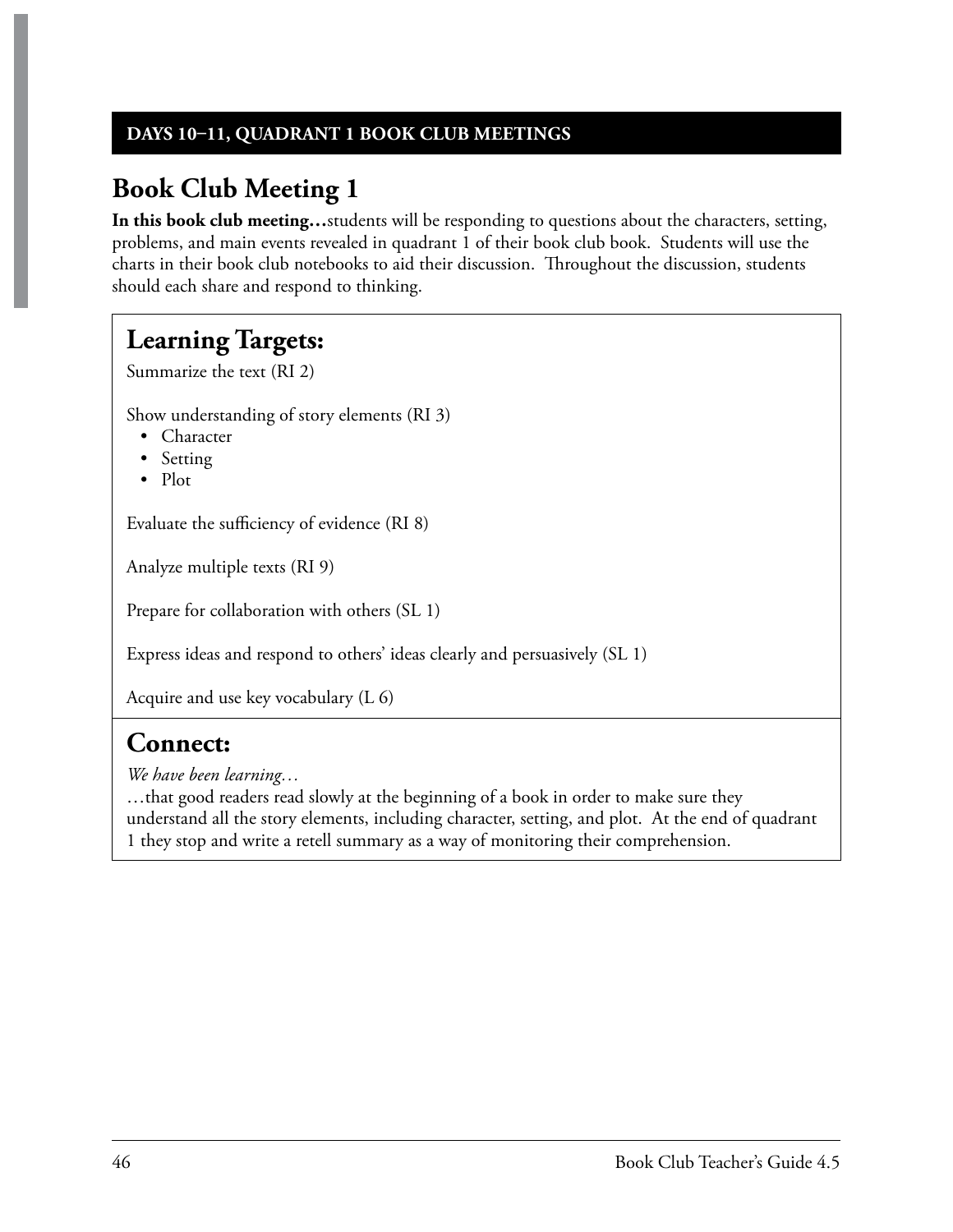**DAYS 10–11, QUADRANT 1 BOOK CLUB MEETINGS**

# Book Club Meeting 1

**In this book club meeting…**students will be responding to questions about the characters, setting, problems, and main events revealed in quadrant 1 of their book club book. Students will use the charts in their book club notebooks to aid their discussion. Throughout the discussion, students should each share and respond to thinking.

## Learning Targets:

Summarize the text (RI 2)

Show understanding of story elements (RI 3)

- Character
- Setting
- Plot

Evaluate the sufficiency of evidence (RI 8)

Analyze multiple texts (RI 9)

Prepare for collaboration with others (SL 1)

Express ideas and respond to others' ideas clearly and persuasively (SL 1)

Acquire and use key vocabulary (L 6)

## Connect:

*We have been learning…*

…that good readers read slowly at the beginning of a book in order to make sure they understand all the story elements, including character, setting, and plot. At the end of quadrant 1 they stop and write a retell summary as a way of monitoring their comprehension.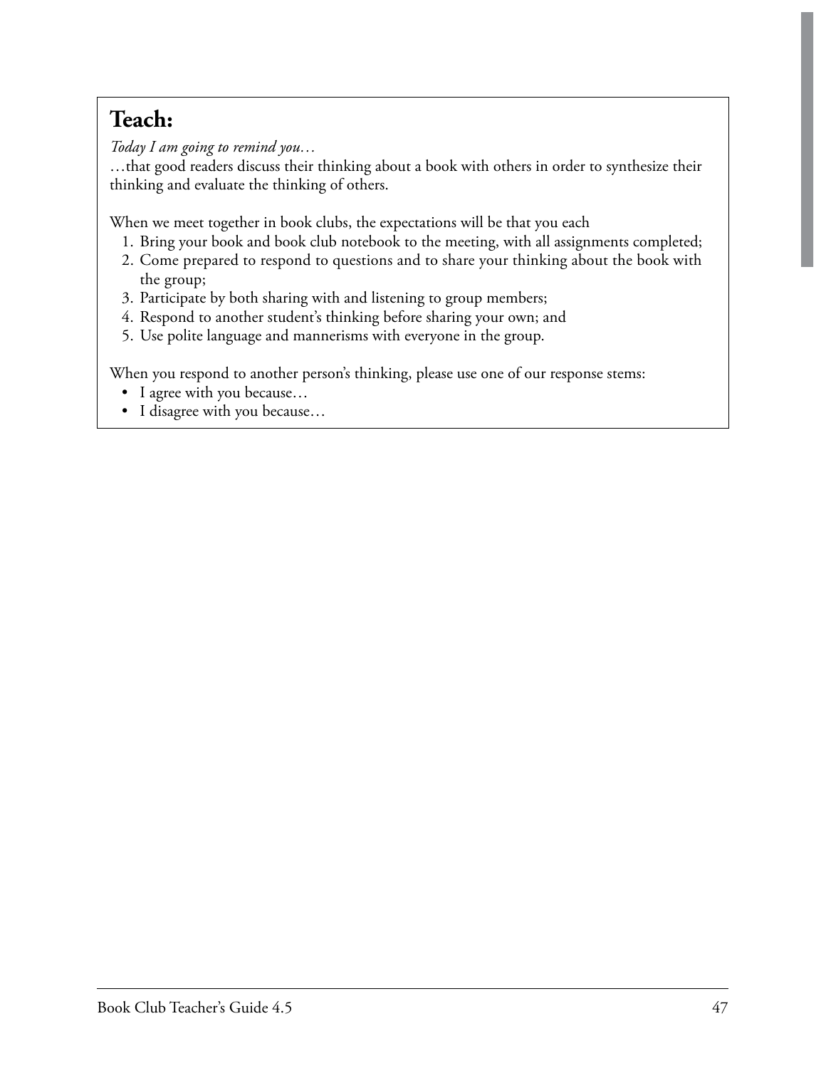## Teach:

*Today I am going to remind you…*
…that good readers discuss their thinking about a book with others in order to synthesize their thinking and evaluate the thinking of others.

When we meet together in book clubs, the expectations will be that you each

1. Bring your book and book club notebook to the meeting, with all assignments completed;
2. Come prepared to respond to questions and to share your thinking about the book with the group;
3. Participate by both sharing with and listening to group members;
4. Respond to another student's thinking before sharing your own; and
5. Use polite language and mannerisms with everyone in the group.

When you respond to another person's thinking, please use one of our response stems:

- I agree with you because…
- I disagree with you because…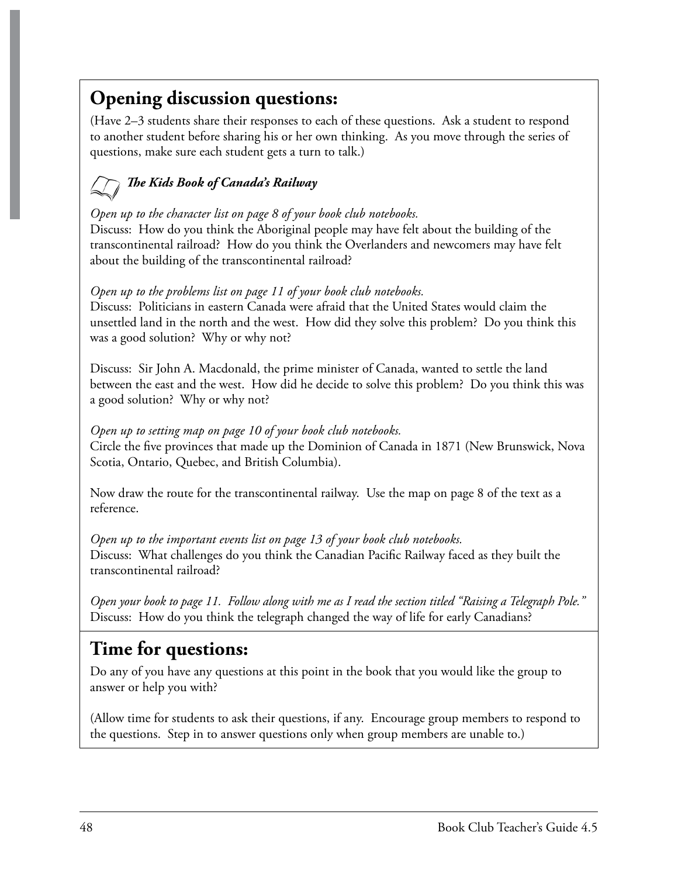## Opening discussion questions:

(Have 2–3 students share their responses to each of these questions. Ask a student to respond to another student before sharing his or her own thinking. As you move through the series of questions, make sure each student gets a turn to talk.)

***The Kids Book of Canada's Railway***

*Open up to the character list on page 8 of your book club notebooks.*
Discuss: How do you think the Aboriginal people may have felt about the building of the transcontinental railroad? How do you think the Overlanders and newcomers may have felt about the building of the transcontinental railroad?

*Open up to the problems list on page 11 of your book club notebooks.*
Discuss: Politicians in eastern Canada were afraid that the United States would claim the unsettled land in the north and the west. How did they solve this problem? Do you think this was a good solution? Why or why not?

Discuss: Sir John A. Macdonald, the prime minister of Canada, wanted to settle the land between the east and the west. How did he decide to solve this problem? Do you think this was a good solution? Why or why not?

*Open up to setting map on page 10 of your book club notebooks.*
Circle the five provinces that made up the Dominion of Canada in 1871 (New Brunswick, Nova Scotia, Ontario, Quebec, and British Columbia).

Now draw the route for the transcontinental railway. Use the map on page 8 of the text as a reference.

*Open up to the important events list on page 13 of your book club notebooks.*
Discuss: What challenges do you think the Canadian Pacific Railway faced as they built the transcontinental railroad?

*Open your book to page 11. Follow along with me as I read the section titled "Raising a Telegraph Pole."*
Discuss: How do you think the telegraph changed the way of life for early Canadians?

## Time for questions:

Do any of you have any questions at this point in the book that you would like the group to answer or help you with?

(Allow time for students to ask their questions, if any. Encourage group members to respond to the questions. Step in to answer questions only when group members are unable to.)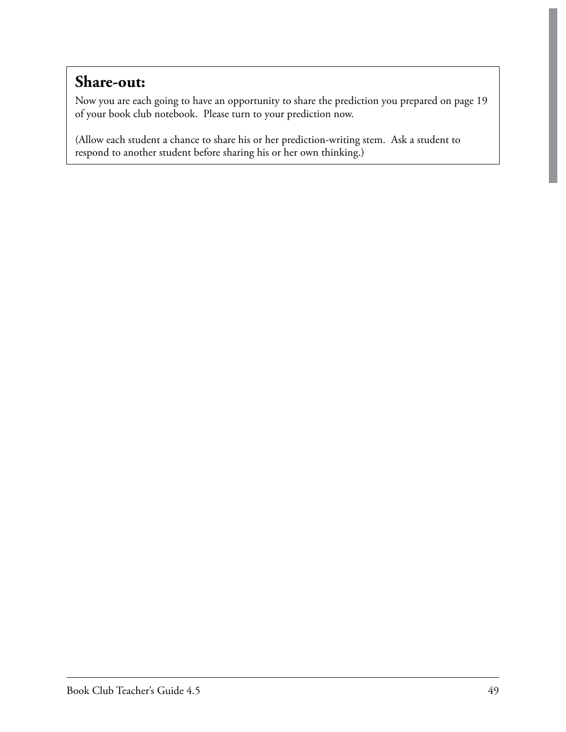## Share-out:

Now you are each going to have an opportunity to share the prediction you prepared on page 19 of your book club notebook. Please turn to your prediction now.

(Allow each student a chance to share his or her prediction-writing stem. Ask a student to respond to another student before sharing his or her own thinking.)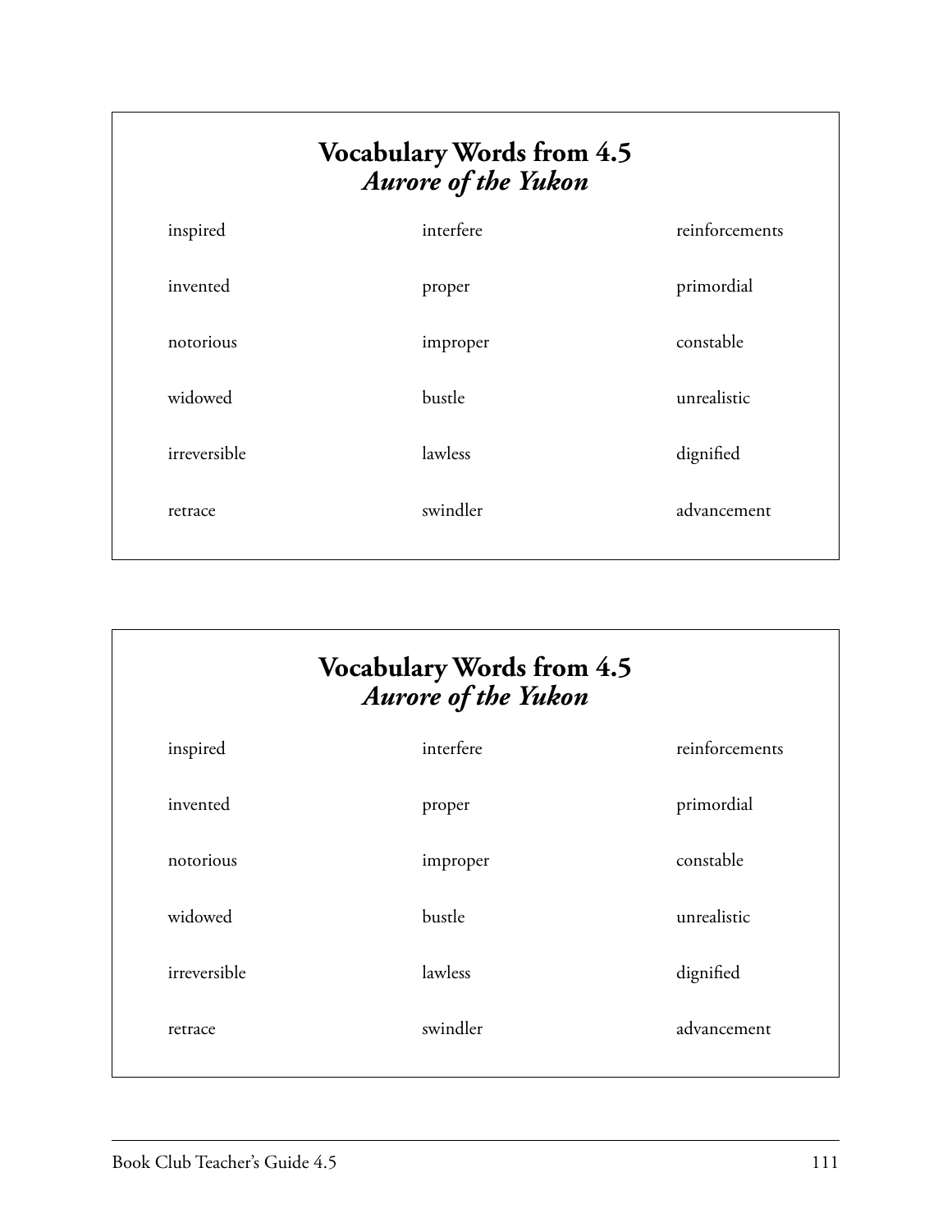## Vocabulary Words from 4.5
## *Aurore of the Yukon*

| | | |
|---|---|---|
| inspired | interfere | reinforcements |
| invented | proper | primordial |
| notorious | improper | constable |
| widowed | bustle | unrealistic |
| irreversible | lawless | dignified |
| retrace | swindler | advancement |

## Vocabulary Words from 4.5
## *Aurore of the Yukon*

| | | |
|---|---|---|
| inspired | interfere | reinforcements |
| invented | proper | primordial |
| notorious | improper | constable |
| widowed | bustle | unrealistic |
| irreversible | lawless | dignified |
| retrace | swindler | advancement |